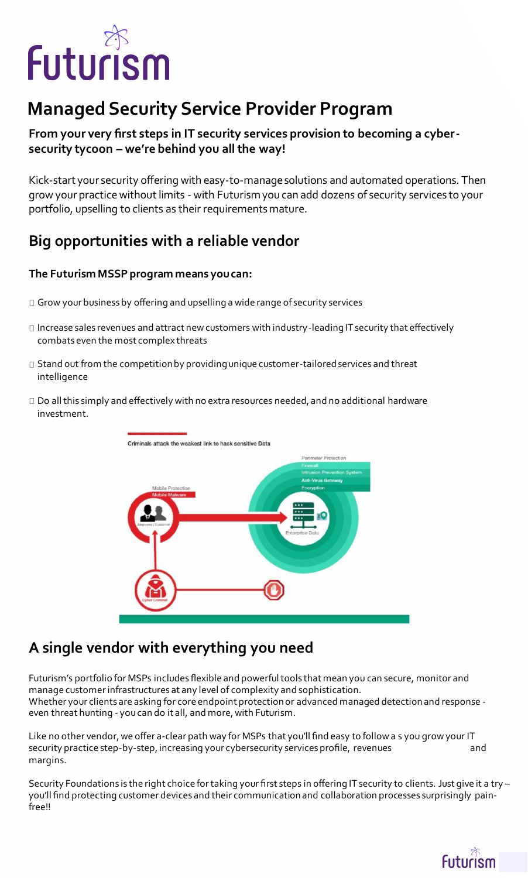# Futurism

## Managed Security Service Provider Program

**From your very first steps in IT security services provision to becoming a cyber-security tycoon – we're behind you all the way!**

Kick-start your security offering with easy-to-manage solutions and automated operations. Then grow your practice without limits - with Futurism you can add dozens of security services to your portfolio, upselling to clients as their requirements mature.

## Big opportunities with a reliable vendor

**The Futurism MSSP program means you can:**

- Grow your business by offering and upselling a wide range of security services
- Increase sales revenues and attract new customers with industry-leading IT security that effectively combats even the most complex threats
- Stand out from the competition by providing unique customer-tailored services and threat intelligence
- Do all this simply and effectively with no extra resources needed, and no additional hardware investment.

## A single vendor with everything you need

Futurism's portfolio for MSPs includes flexible and powerful tools that mean you can secure, monitor and manage customer infrastructures at any level of complexity and sophistication.
Whether your clients are asking for core endpoint protection or advanced managed detection and response - even threat hunting - you can do it all, and more, with Futurism.

Like no other vendor, we offer a-clear path way for MSPs that you'll find easy to follow a s you grow your IT security practice step-by-step, increasing your cybersecurity services profile, revenues and margins.

Security Foundations is the right choice for taking your first steps in offering IT security to clients. Just give it a try – you'll find protecting customer devices and their communication and collaboration processes surprisingly pain-free!!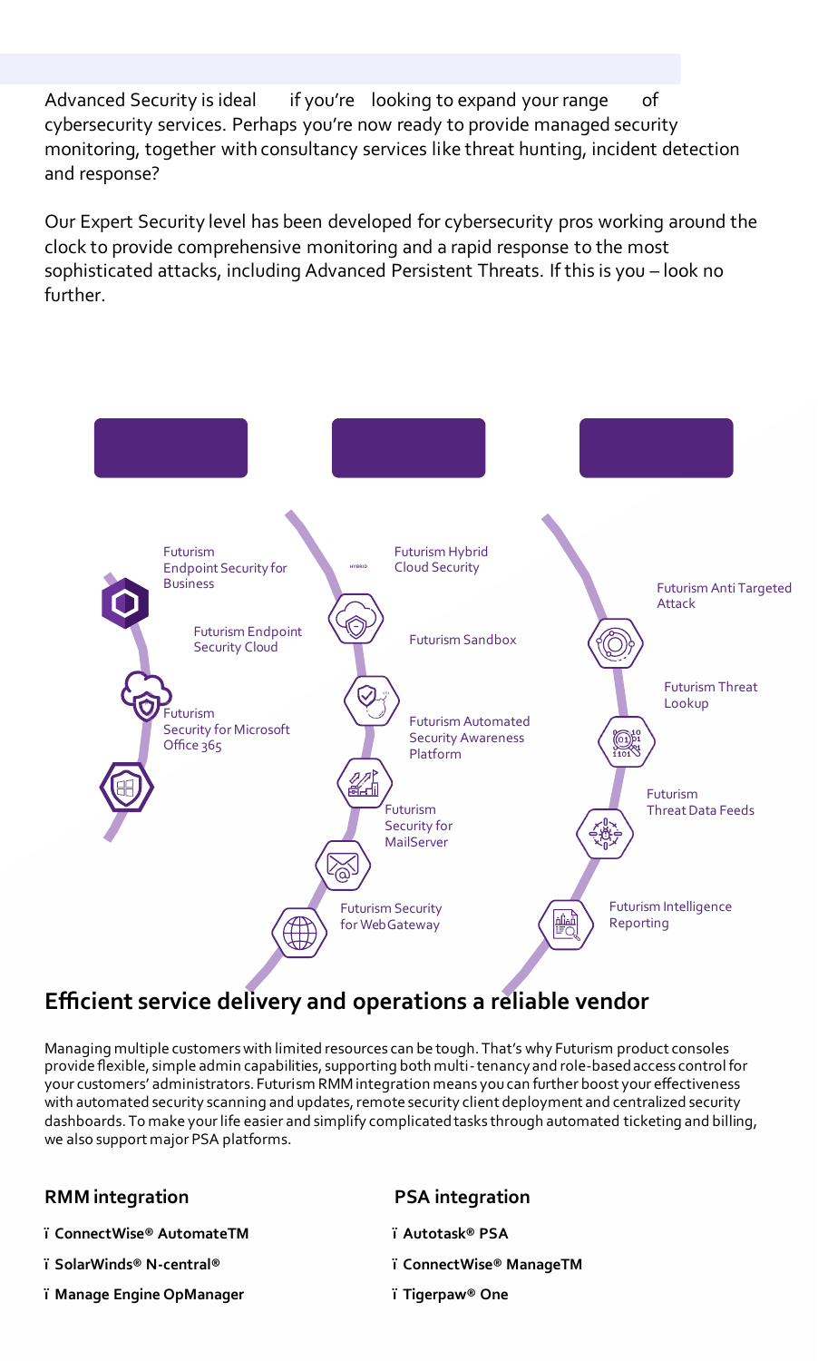Advanced Security is ideal if you're looking to expand your range of cybersecurity services. Perhaps you're now ready to provide managed security monitoring, together with consultancy services like threat hunting, incident detection and response?

Our Expert Security level has been developed for cybersecurity pros working around the clock to provide comprehensive monitoring and a rapid response to the most sophisticated attacks, including Advanced Persistent Threats. If this is you – look no further.

- Futurism Endpoint Security for Business
- Futurism Endpoint Security Cloud
- Futurism Security for Microsoft Office 365

- Futurism Hybrid Cloud Security
- Futurism Sandbox
- Futurism Automated Security Awareness Platform
- Futurism Security for MailServer
- Futurism Security for WebGateway

- Futurism Anti Targeted Attack
- Futurism Threat Lookup
- Futurism Threat Data Feeds
- Futurism Intelligence Reporting

## Efficient service delivery and operations a reliable vendor

Managing multiple customers with limited resources can be tough. That's why Futurism product consoles provide flexible, simple admin capabilities, supporting both multi-tenancy and role-based access control for your customers' administrators. Futurism RMM integration means you can further boost your effectiveness with automated security scanning and updates, remote security client deployment and centralized security dashboards. To make your life easier and simplify complicated tasks through automated ticketing and billing, we also support major PSA platforms.

### RMM integration

- **ConnectWise® AutomateTM**
- **SolarWinds® N-central®**
- **Manage Engine OpManager**

### PSA integration

- **Autotask® PSA**
- **ConnectWise® ManageTM**
- **Tigerpaw® One**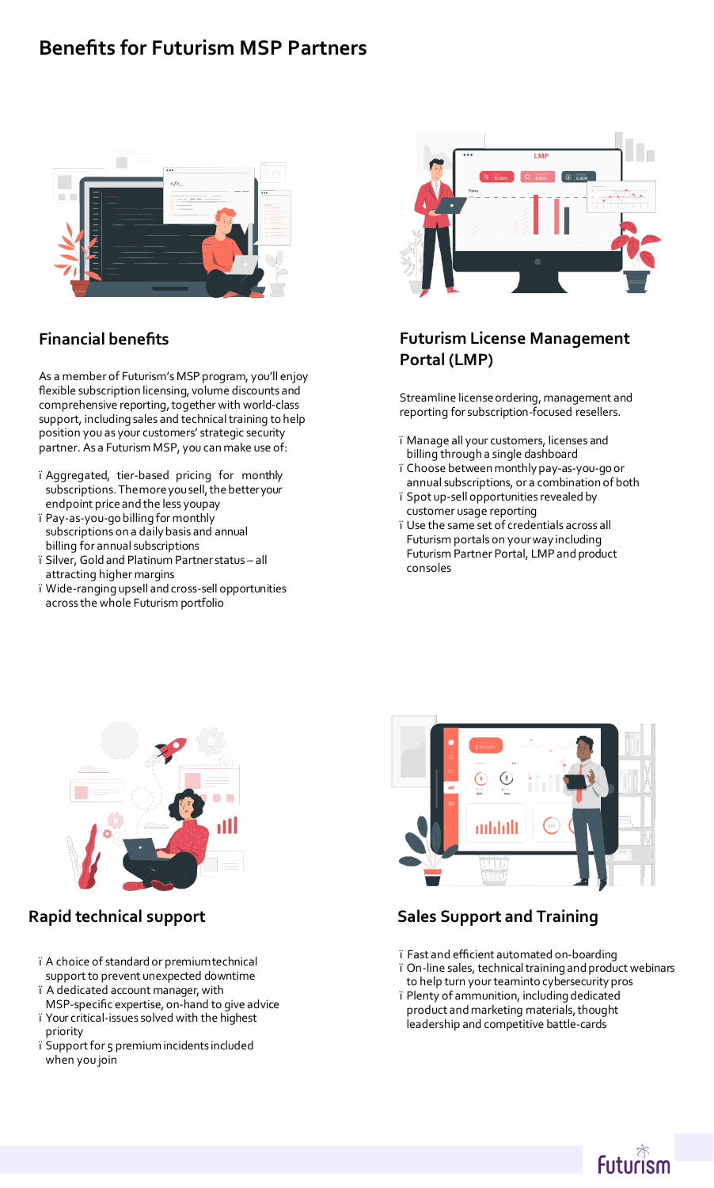# Benefits for Futurism MSP Partners

## Financial benefits

As a member of Futurism's MSP program, you'll enjoy flexible subscription licensing, volume discounts and comprehensive reporting, together with world-class support, including sales and technical training to help position you as your customers' strategic security partner. As a Futurism MSP, you can make use of:

- Aggregated, tier-based pricing for monthly subscriptions. The more you sell, the better your endpoint price and the less you pay
- Pay-as-you-go billing for monthly subscriptions on a daily basis and annual billing for annual subscriptions
- Silver, Gold and Platinum Partner status – all attracting higher margins
- Wide-ranging upsell and cross-sell opportunities across the whole Futurism portfolio

## Futurism License Management Portal (LMP)

Streamline license ordering, management and reporting for subscription-focused resellers.

- Manage all your customers, licenses and billing through a single dashboard
- Choose between monthly pay-as-you-go or annual subscriptions, or a combination of both
- Spot up-sell opportunities revealed by customer usage reporting
- Use the same set of credentials across all Futurism portals on your way including Futurism Partner Portal, LMP and product consoles

## Rapid technical support

- A choice of standard or premium technical support to prevent unexpected downtime
- A dedicated account manager, with MSP-specific expertise, on-hand to give advice
- Your critical-issues solved with the highest priority
- Support for 5 premium incidents included when you join

## Sales Support and Training

- Fast and efficient automated on-boarding
- On-line sales, technical training and product webinars to help turn your team into cybersecurity pros
- Plenty of ammunition, including dedicated product and marketing materials, thought leadership and competitive battle-cards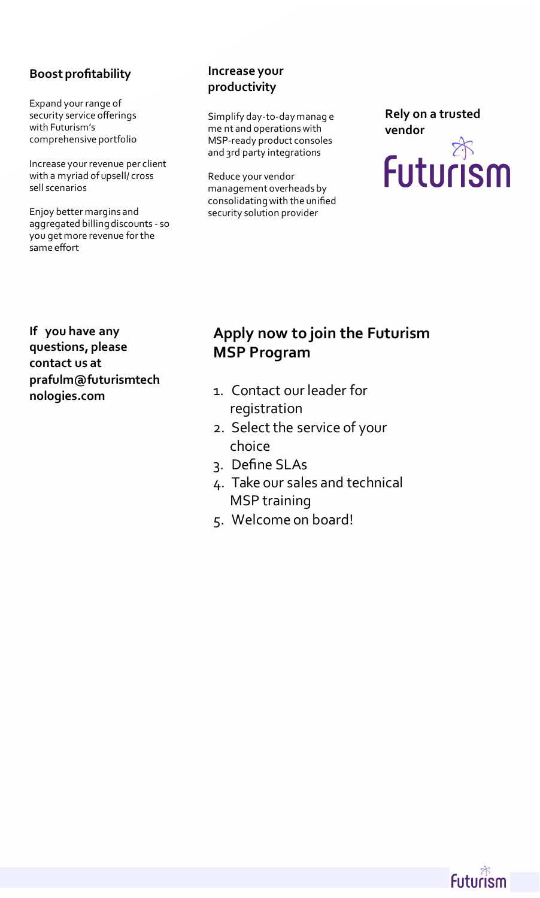### Boost profitability

Expand your range of security service offerings with Futurism's comprehensive portfolio

Increase your revenue per client with a myriad of upsell/ cross sell scenarios

Enjoy better margins and aggregated billing discounts - so you get more revenue for the same effort

### Increase your productivity

Simplify day-to-day management and operations with MSP-ready product consoles and 3rd party integrations

Reduce your vendor management overheads by consolidating with the unified security solution provider

### Rely on a trusted vendor

Futurism

**If you have any questions, please contact us at prafulm@futurismtechnologies.com**

## Apply now to join the Futurism MSP Program

1. Contact our leader for registration
2. Select the service of your choice
3. Define SLAs
4. Take our sales and technical MSP training
5. Welcome on board!